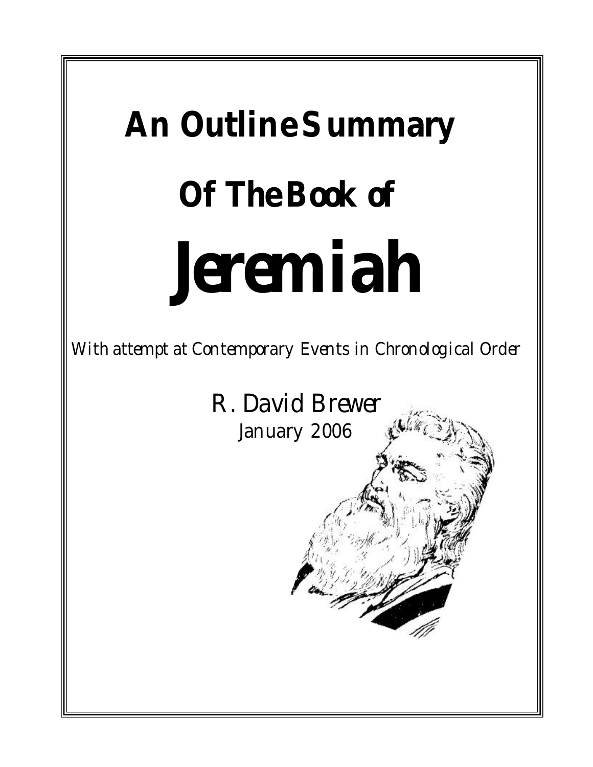# An Outline Summary Of The Book of Jeremiah

*With attempt at Contemporary Events in Chronological Order*

R. David Brewer

January 2006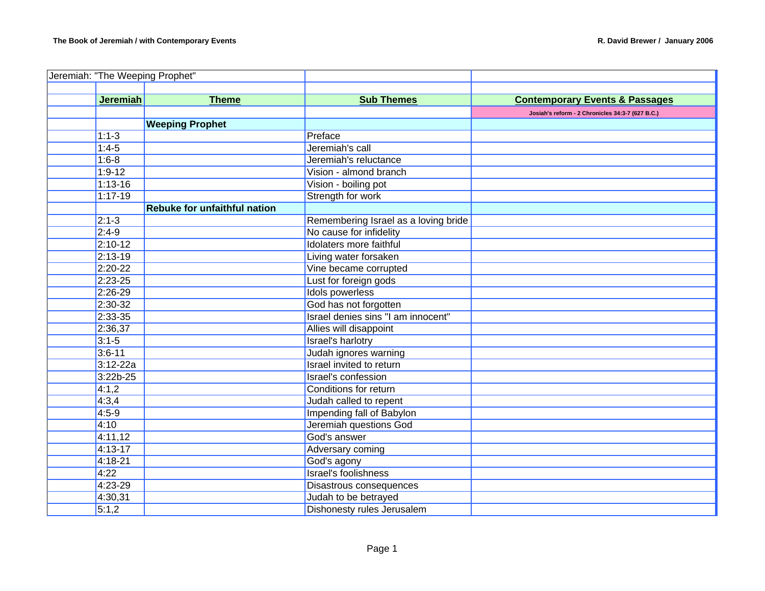| Jeremiah: "The Weeping Prophet" | | | | |
|---|---|---|---|---|
| | | | | |
| | **Jeremiah** | **Theme** | **Sub Themes** | **Contemporary Events & Passages** |
| | | | | Josiah's reform - 2 Chronicles 34:3-7 (627 B.C.) |
| | | **Weeping Prophet** | | |
| | 1:1-3 | | Preface | |
| | 1:4-5 | | Jeremiah's call | |
| | 1:6-8 | | Jeremiah's reluctance | |
| | 1:9-12 | | Vision - almond branch | |
| | 1:13-16 | | Vision - boiling pot | |
| | 1:17-19 | | Strength for work | |
| | | **Rebuke for unfaithful nation** | | |
| | 2:1-3 | | Remembering Israel as a loving bride | |
| | 2:4-9 | | No cause for infidelity | |
| | 2:10-12 | | Idolaters more faithful | |
| | 2:13-19 | | Living water forsaken | |
| | 2:20-22 | | Vine became corrupted | |
| | 2:23-25 | | Lust for foreign gods | |
| | 2:26-29 | | Idols powerless | |
| | 2:30-32 | | God has not forgotten | |
| | 2:33-35 | | Israel denies sins "I am innocent" | |
| | 2:36,37 | | Allies will disappoint | |
| | 3:1-5 | | Israel's harlotry | |
| | 3:6-11 | | Judah ignores warning | |
| | 3:12-22a | | Israel invited to return | |
| | 3:22b-25 | | Israel's confession | |
| | 4:1,2 | | Conditions for return | |
| | 4:3,4 | | Judah called to repent | |
| | 4:5-9 | | Impending fall of Babylon | |
| | 4:10 | | Jeremiah questions God | |
| | 4:11,12 | | God's answer | |
| | 4:13-17 | | Adversary coming | |
| | 4:18-21 | | God's agony | |
| | 4:22 | | Israel's foolishness | |
| | 4:23-29 | | Disastrous consequences | |
| | 4:30,31 | | Judah to be betrayed | |
| | 5:1,2 | | Dishonesty rules Jerusalem | |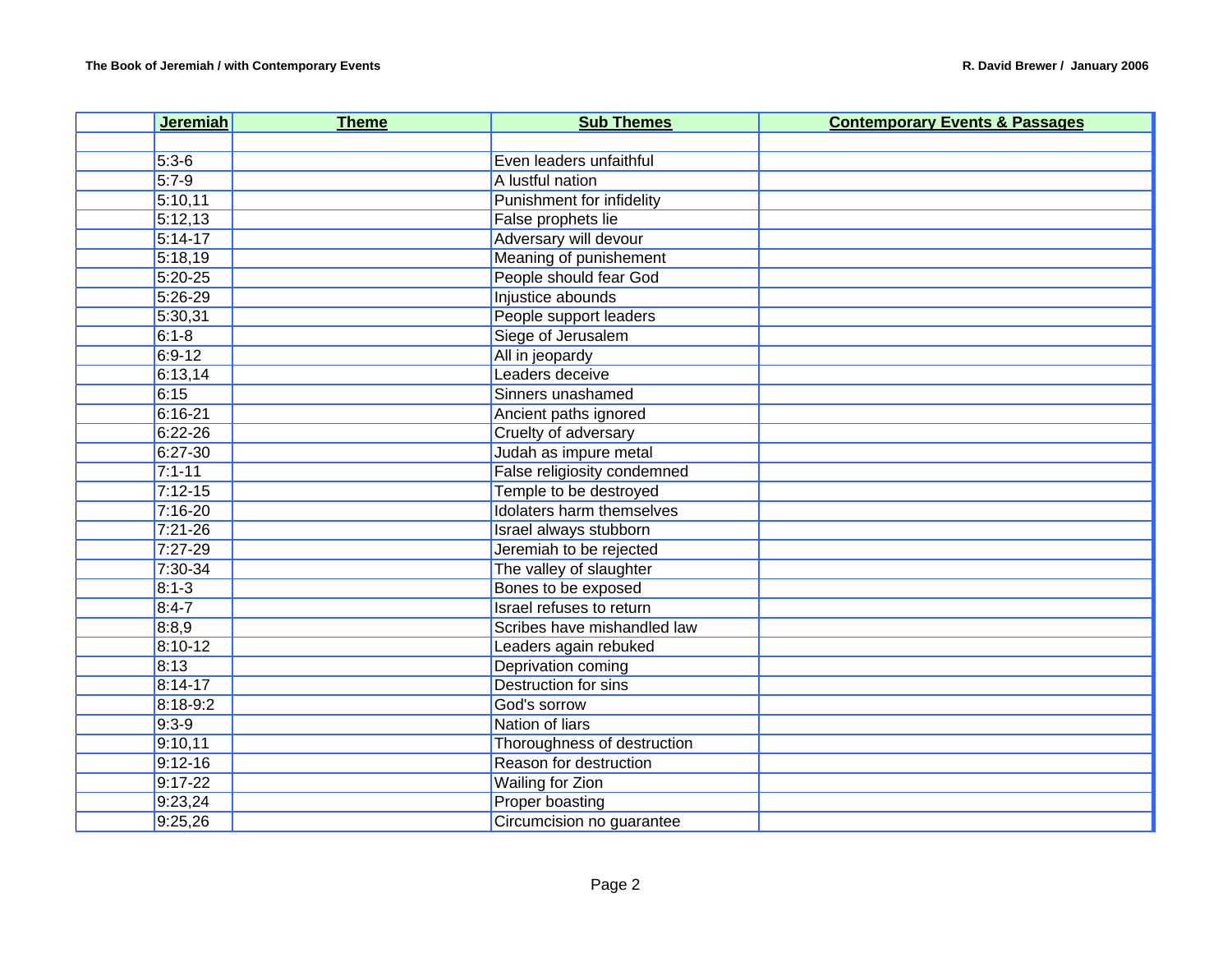| | Jeremiah | Theme | Sub Themes | Contemporary Events & Passages |
|---|---|---|---|---|
| | | | | |
| | 5:3-6 | | Even leaders unfaithful | |
| | 5:7-9 | | A lustful nation | |
| | 5:10,11 | | Punishment for infidelity | |
| | 5:12,13 | | False prophets lie | |
| | 5:14-17 | | Adversary will devour | |
| | 5:18,19 | | Meaning of punishement | |
| | 5:20-25 | | People should fear God | |
| | 5:26-29 | | Injustice abounds | |
| | 5:30,31 | | People support leaders | |
| | 6:1-8 | | Siege of Jerusalem | |
| | 6:9-12 | | All in jeopardy | |
| | 6:13,14 | | Leaders deceive | |
| | 6:15 | | Sinners unashamed | |
| | 6:16-21 | | Ancient paths ignored | |
| | 6:22-26 | | Cruelty of adversary | |
| | 6:27-30 | | Judah as impure metal | |
| | 7:1-11 | | False religiosity condemned | |
| | 7:12-15 | | Temple to be destroyed | |
| | 7:16-20 | | Idolaters harm themselves | |
| | 7:21-26 | | Israel always stubborn | |
| | 7:27-29 | | Jeremiah to be rejected | |
| | 7:30-34 | | The valley of slaughter | |
| | 8:1-3 | | Bones to be exposed | |
| | 8:4-7 | | Israel refuses to return | |
| | 8:8,9 | | Scribes have mishandled law | |
| | 8:10-12 | | Leaders again rebuked | |
| | 8:13 | | Deprivation coming | |
| | 8:14-17 | | Destruction for sins | |
| | 8:18-9:2 | | God's sorrow | |
| | 9:3-9 | | Nation of liars | |
| | 9:10,11 | | Thoroughness of destruction | |
| | 9:12-16 | | Reason for destruction | |
| | 9:17-22 | | Wailing for Zion | |
| | 9:23,24 | | Proper boasting | |
| | 9:25,26 | | Circumcision no guarantee | |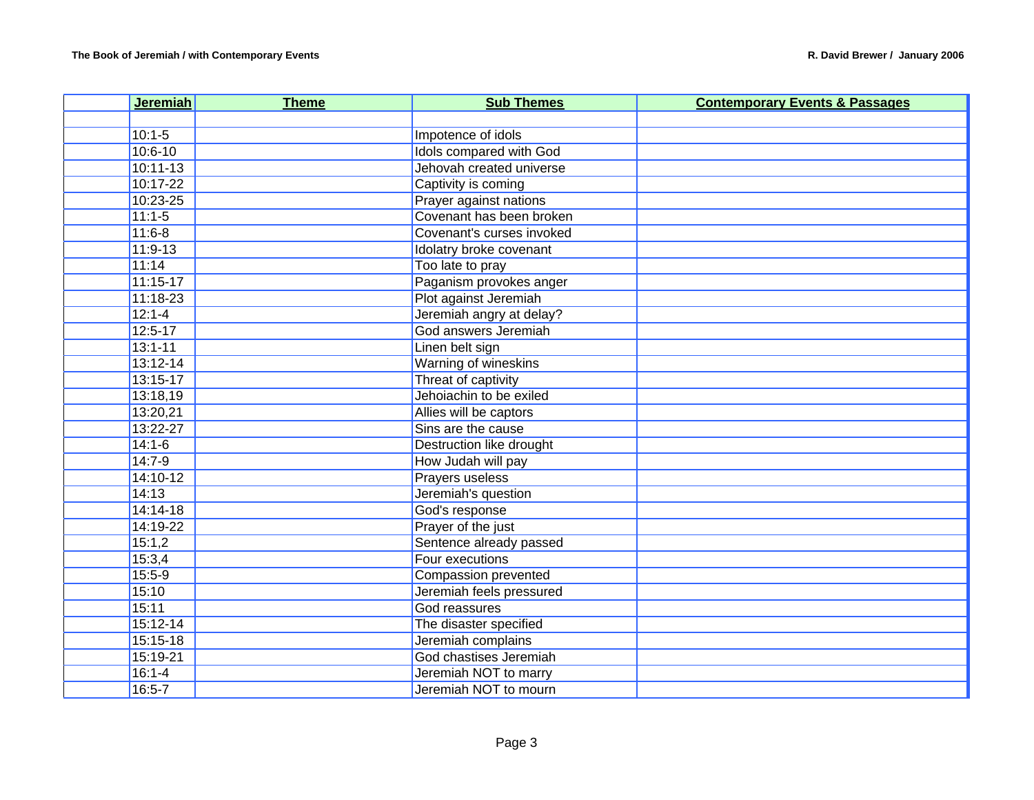| | Jeremiah | Theme | Sub Themes | Contemporary Events & Passages |
|---|---|---|---|---|
| | | | | |
| | 10:1-5 | | Impotence of idols | |
| | 10:6-10 | | Idols compared with God | |
| | 10:11-13 | | Jehovah created universe | |
| | 10:17-22 | | Captivity is coming | |
| | 10:23-25 | | Prayer against nations | |
| | 11:1-5 | | Covenant has been broken | |
| | 11:6-8 | | Covenant's curses invoked | |
| | 11:9-13 | | Idolatry broke covenant | |
| | 11:14 | | Too late to pray | |
| | 11:15-17 | | Paganism provokes anger | |
| | 11:18-23 | | Plot against Jeremiah | |
| | 12:1-4 | | Jeremiah angry at delay? | |
| | 12:5-17 | | God answers Jeremiah | |
| | 13:1-11 | | Linen belt sign | |
| | 13:12-14 | | Warning of wineskins | |
| | 13:15-17 | | Threat of captivity | |
| | 13:18,19 | | Jehoiachin to be exiled | |
| | 13:20,21 | | Allies will be captors | |
| | 13:22-27 | | Sins are the cause | |
| | 14:1-6 | | Destruction like drought | |
| | 14:7-9 | | How Judah will pay | |
| | 14:10-12 | | Prayers useless | |
| | 14:13 | | Jeremiah's question | |
| | 14:14-18 | | God's response | |
| | 14:19-22 | | Prayer of the just | |
| | 15:1,2 | | Sentence already passed | |
| | 15:3,4 | | Four executions | |
| | 15:5-9 | | Compassion prevented | |
| | 15:10 | | Jeremiah feels pressured | |
| | 15:11 | | God reassures | |
| | 15:12-14 | | The disaster specified | |
| | 15:15-18 | | Jeremiah complains | |
| | 15:19-21 | | God chastises Jeremiah | |
| | 16:1-4 | | Jeremiah NOT to marry | |
| | 16:5-7 | | Jeremiah NOT to mourn | |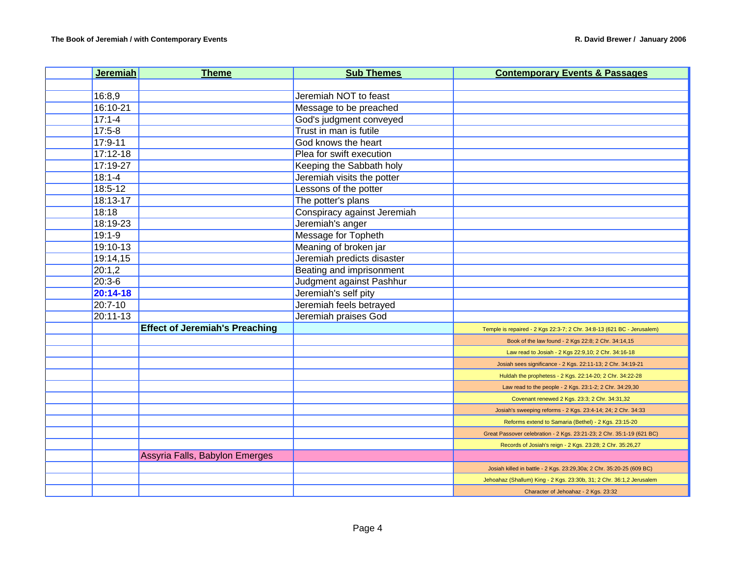| | Jeremiah | Theme | Sub Themes | Contemporary Events & Passages |
|---|---|---|---|---|
| | | | | |
| | 16:8,9 | | Jeremiah NOT to feast | |
| | 16:10-21 | | Message to be preached | |
| | 17:1-4 | | God's judgment conveyed | |
| | 17:5-8 | | Trust in man is futile | |
| | 17:9-11 | | God knows the heart | |
| | 17:12-18 | | Plea for swift execution | |
| | 17:19-27 | | Keeping the Sabbath holy | |
| | 18:1-4 | | Jeremiah visits the potter | |
| | 18:5-12 | | Lessons of the potter | |
| | 18:13-17 | | The potter's plans | |
| | 18:18 | | Conspiracy against Jeremiah | |
| | 18:19-23 | | Jeremiah's anger | |
| | 19:1-9 | | Message for Topheth | |
| | 19:10-13 | | Meaning of broken jar | |
| | 19:14,15 | | Jeremiah predicts disaster | |
| | 20:1,2 | | Beating and imprisonment | |
| | 20:3-6 | | Judgment against Pashhur | |
| | **20:14-18** | | Jeremiah's self pity | |
| | 20:7-10 | | Jeremiah feels betrayed | |
| | 20:11-13 | | Jeremiah praises God | |
| | | **Effect of Jeremiah's Preaching** | | Temple is repaired - 2 Kgs 22:3-7; 2 Chr. 34:8-13 (621 BC - Jerusalem) |
| | | | | Book of the law found - 2 Kgs 22:8; 2 Chr. 34:14,15 |
| | | | | Law read to Josiah - 2 Kgs 22:9,10; 2 Chr. 34:16-18 |
| | | | | Josiah sees significance - 2 Kgs. 22:11-13; 2 Chr. 34:19-21 |
| | | | | Huldah the prophetess - 2 Kgs. 22:14-20; 2 Chr. 34:22-28 |
| | | | | Law read to the people - 2 Kgs. 23:1-2; 2 Chr. 34:29,30 |
| | | | | Covenant renewed 2 Kgs. 23:3; 2 Chr. 34:31,32 |
| | | | | Josiah's sweeping reforms - 2 Kgs. 23:4-14; 24; 2 Chr. 34:33 |
| | | | | Reforms extend to Samaria (Bethel) - 2 Kgs. 23:15-20 |
| | | | | Great Passover celebration - 2 Kgs. 23:21-23; 2 Chr. 35:1-19 (621 BC) |
| | | | | Records of Josiah's reign - 2 Kgs. 23:28; 2 Chr. 35:26,27 |
| | | Assyria Falls, Babylon Emerges | | |
| | | | | Josiah killed in battle - 2 Kgs. 23:29,30a; 2 Chr. 35:20-25 (609 BC) |
| | | | | Jehoahaz (Shallum) King - 2 Kgs. 23:30b, 31; 2 Chr. 36:1,2 Jerusalem |
| | | | | Character of Jehoahaz - 2 Kgs. 23:32 |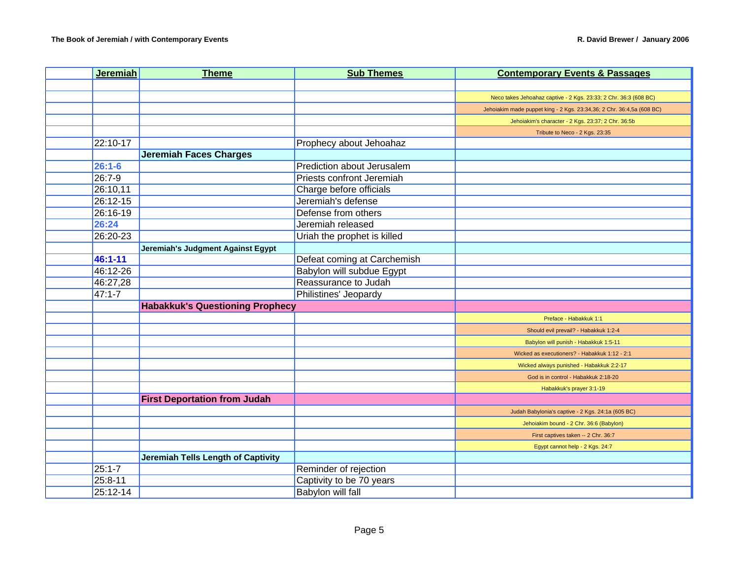| | Jeremiah | Theme | Sub Themes | Contemporary Events & Passages |
|---|---|---|---|---|
| | | | | |
| | | | | Neco takes Jehoahaz captive - 2 Kgs. 23:33; 2 Chr. 36:3 (608 BC) |
| | | | | Jehoiakim made puppet king - 2 Kgs. 23:34,36; 2 Chr. 36:4,5a (608 BC) |
| | | | | Jehoiakim's character - 2 Kgs. 23:37; 2 Chr. 36:5b |
| | | | | Tribute to Neco - 2 Kgs. 23:35 |
| | 22:10-17 | | Prophecy about Jehoahaz | |
| | | **Jeremiah Faces Charges** | | |
| | **26:1-6** | | Prediction about Jerusalem | |
| | 26:7-9 | | Priests confront Jeremiah | |
| | 26:10,11 | | Charge before officials | |
| | 26:12-15 | | Jeremiah's defense | |
| | 26:16-19 | | Defense from others | |
| | **26:24** | | Jeremiah released | |
| | 26:20-23 | | Uriah the prophet is killed | |
| | | **Jeremiah's Judgment Against Egypt** | | |
| | **46:1-11** | | Defeat coming at Carchemish | |
| | 46:12-26 | | Babylon will subdue Egypt | |
| | 46:27,28 | | Reassurance to Judah | |
| | 47:1-7 | | Philistines' Jeopardy | |
| | | **Habakkuk's Questioning Prophecy** | | |
| | | | | Preface - Habakkuk 1:1 |
| | | | | Should evil prevail? - Habakkuk 1:2-4 |
| | | | | Babylon will punish - Habakkuk 1:5-11 |
| | | | | Wicked as executioners? - Habakkuk 1:12 - 2:1 |
| | | | | Wicked always punished - Habakkuk 2:2-17 |
| | | | | God is in control - Habakkuk 2:18-20 |
| | | | | Habakkuk's prayer 3:1-19 |
| | | **First Deportation from Judah** | | |
| | | | | Judah Babylonia's captive - 2 Kgs. 24:1a (605 BC) |
| | | | | Jehoiakim bound - 2 Chr. 36:6 (Babylon) |
| | | | | First captives taken -- 2 Chr. 36:7 |
| | | | | Egypt cannot help - 2 Kgs. 24:7 |
| | | **Jeremiah Tells Length of Captivity** | | |
| | 25:1-7 | | Reminder of rejection | |
| | 25:8-11 | | Captivity to be 70 years | |
| | 25:12-14 | | Babylon will fall | |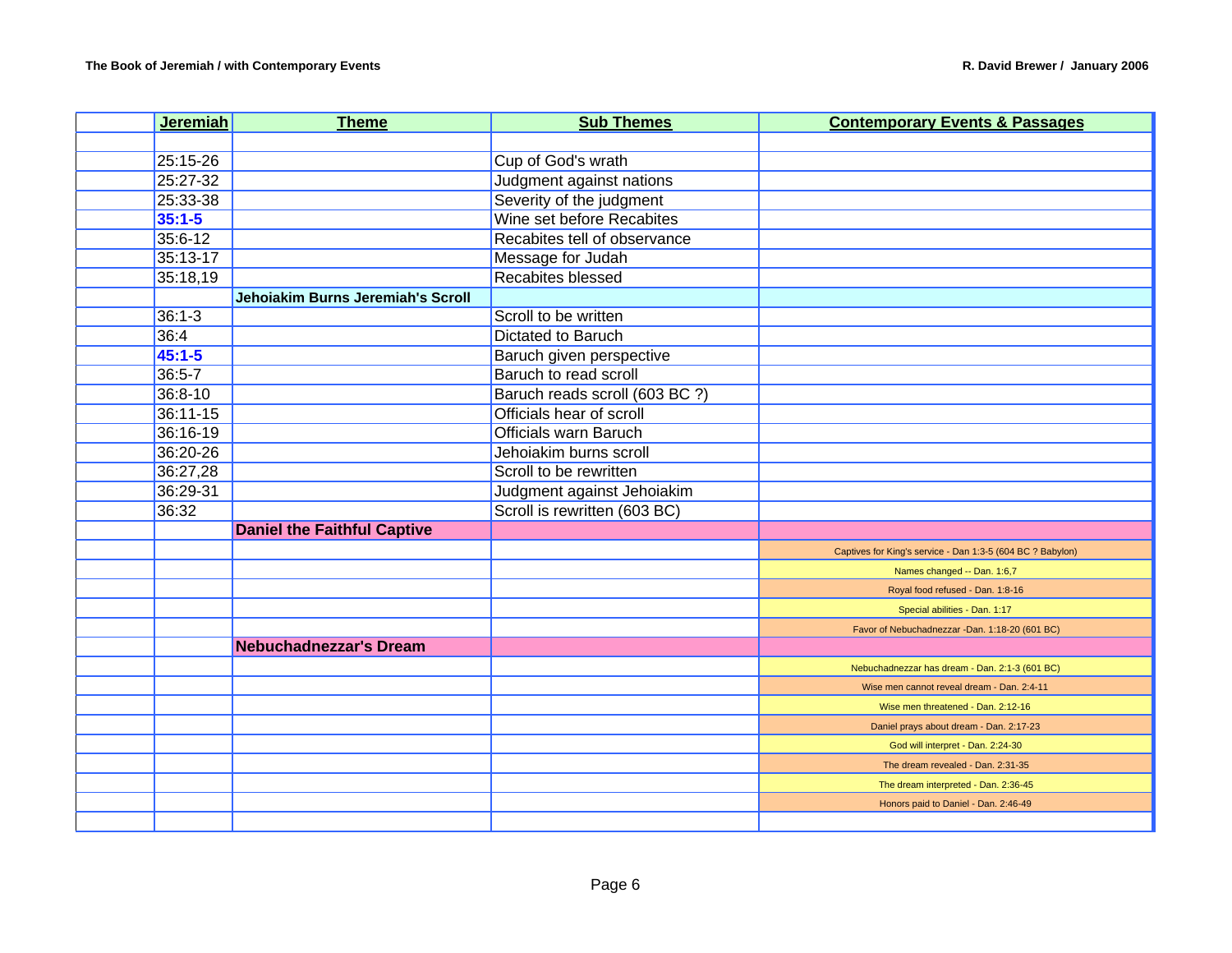| | Jeremiah | Theme | Sub Themes | Contemporary Events & Passages |
|---|---|---|---|---|
| | | | | |
| | 25:15-26 | | Cup of God's wrath | |
| | 25:27-32 | | Judgment against nations | |
| | 25:33-38 | | Severity of the judgment | |
| | **35:1-5** | | Wine set before Recabites | |
| | 35:6-12 | | Recabites tell of observance | |
| | 35:13-17 | | Message for Judah | |
| | 35:18,19 | | Recabites blessed | |
| | | **Jehoiakim Burns Jeremiah's Scroll** | | |
| | 36:1-3 | | Scroll to be written | |
| | 36:4 | | Dictated to Baruch | |
| | **45:1-5** | | Baruch given perspective | |
| | 36:5-7 | | Baruch to read scroll | |
| | 36:8-10 | | Baruch reads scroll (603 BC ?) | |
| | 36:11-15 | | Officials hear of scroll | |
| | 36:16-19 | | Officials warn Baruch | |
| | 36:20-26 | | Jehoiakim burns scroll | |
| | 36:27,28 | | Scroll to be rewritten | |
| | 36:29-31 | | Judgment against Jehoiakim | |
| | 36:32 | | Scroll is rewritten (603 BC) | |
| | | **Daniel the Faithful Captive** | | |
| | | | | Captives for King's service - Dan 1:3-5 (604 BC ? Babylon) |
| | | | | Names changed -- Dan. 1:6,7 |
| | | | | Royal food refused - Dan. 1:8-16 |
| | | | | Special abilities - Dan. 1:17 |
| | | | | Favor of Nebuchadnezzar -Dan. 1:18-20 (601 BC) |
| | | **Nebuchadnezzar's Dream** | | |
| | | | | Nebuchadnezzar has dream - Dan. 2:1-3 (601 BC) |
| | | | | Wise men cannot reveal dream - Dan. 2:4-11 |
| | | | | Wise men threatened - Dan. 2:12-16 |
| | | | | Daniel prays about dream - Dan. 2:17-23 |
| | | | | God will interpret - Dan. 2:24-30 |
| | | | | The dream revealed - Dan. 2:31-35 |
| | | | | The dream interpreted - Dan. 2:36-45 |
| | | | | Honors paid to Daniel - Dan. 2:46-49 |
| | | | | |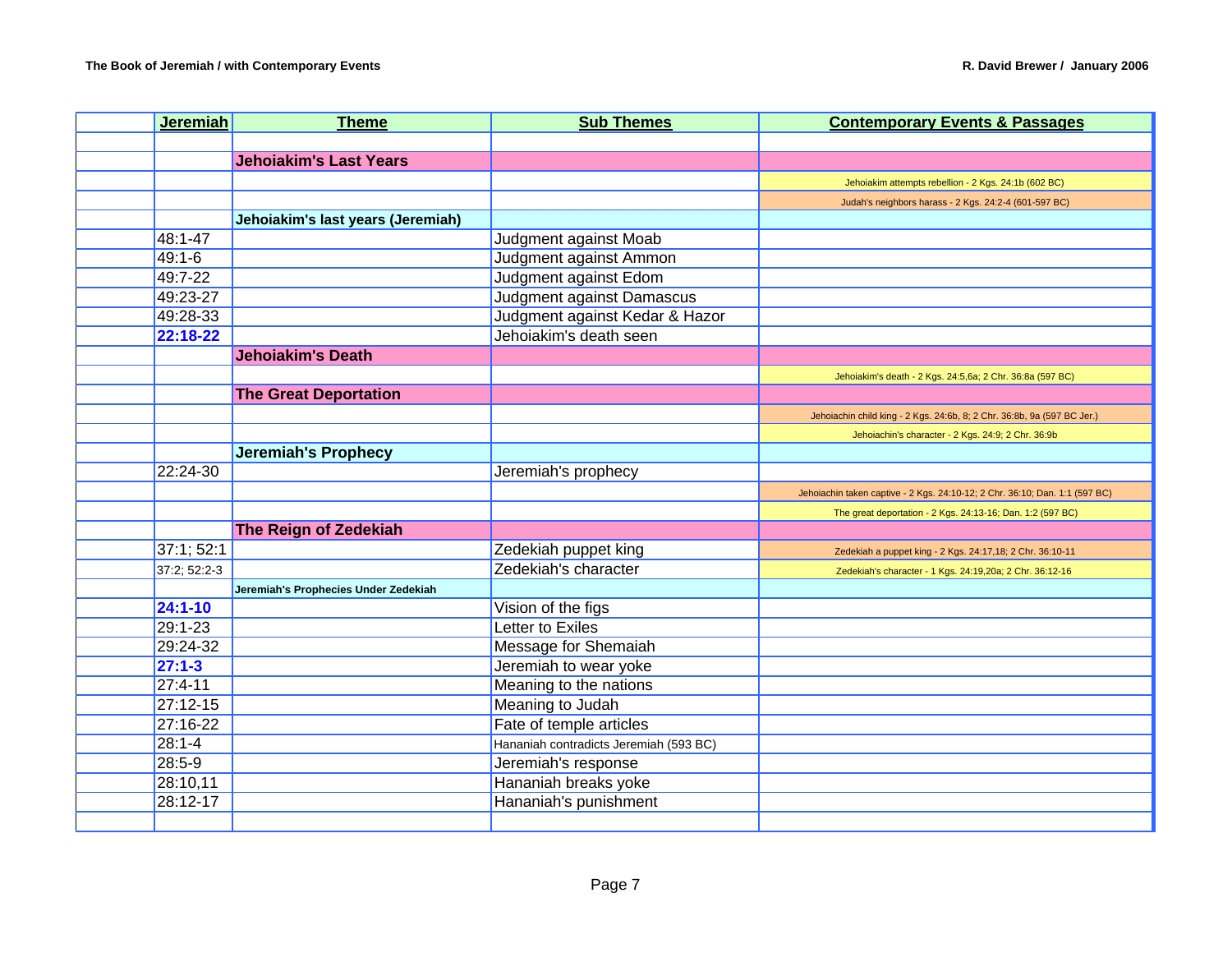| | Jeremiah | Theme | Sub Themes | Contemporary Events & Passages |
|---|---|---|---|---|
| | | | | |
| | | **Jehoiakim's Last Years** | | |
| | | | | Jehoiakim attempts rebellion - 2 Kgs. 24:1b (602 BC) |
| | | | | Judah's neighbors harass - 2 Kgs. 24:2-4 (601-597 BC) |
| | | **Jehoiakim's last years (Jeremiah)** | | |
| | 48:1-47 | | Judgment against Moab | |
| | 49:1-6 | | Judgment against Ammon | |
| | 49:7-22 | | Judgment against Edom | |
| | 49:23-27 | | Judgment against Damascus | |
| | 49:28-33 | | Judgment against Kedar & Hazor | |
| | **22:18-22** | | Jehoiakim's death seen | |
| | | **Jehoiakim's Death** | | |
| | | | | Jehoiakim's death - 2 Kgs. 24:5,6a; 2 Chr. 36:8a (597 BC) |
| | | **The Great Deportation** | | |
| | | | | Jehoiachin child king - 2 Kgs. 24:6b, 8; 2 Chr. 36:8b, 9a (597 BC Jer.) |
| | | | | Jehoiachin's character - 2 Kgs. 24:9; 2 Chr. 36:9b |
| | | **Jeremiah's Prophecy** | | |
| | 22:24-30 | | Jeremiah's prophecy | |
| | | | | Jehoiachin taken captive - 2 Kgs. 24:10-12; 2 Chr. 36:10; Dan. 1:1 (597 BC) |
| | | | | The great deportation - 2 Kgs. 24:13-16; Dan. 1:2 (597 BC) |
| | | **The Reign of Zedekiah** | | |
| | 37:1; 52:1 | | Zedekiah puppet king | Zedekiah a puppet king - 2 Kgs. 24:17,18; 2 Chr. 36:10-11 |
| | 37:2; 52:2-3 | | Zedekiah's character | Zedekiah's character - 1 Kgs. 24:19,20a; 2 Chr. 36:12-16 |
| | | **Jeremiah's Prophecies Under Zedekiah** | | |
| | **24:1-10** | | Vision of the figs | |
| | 29:1-23 | | Letter to Exiles | |
| | 29:24-32 | | Message for Shemaiah | |
| | **27:1-3** | | Jeremiah to wear yoke | |
| | 27:4-11 | | Meaning to the nations | |
| | 27:12-15 | | Meaning to Judah | |
| | 27:16-22 | | Fate of temple articles | |
| | 28:1-4 | | Hananiah contradicts Jeremiah (593 BC) | |
| | 28:5-9 | | Jeremiah's response | |
| | 28:10,11 | | Hananiah breaks yoke | |
| | 28:12-17 | | Hananiah's punishment | |
| | | | | |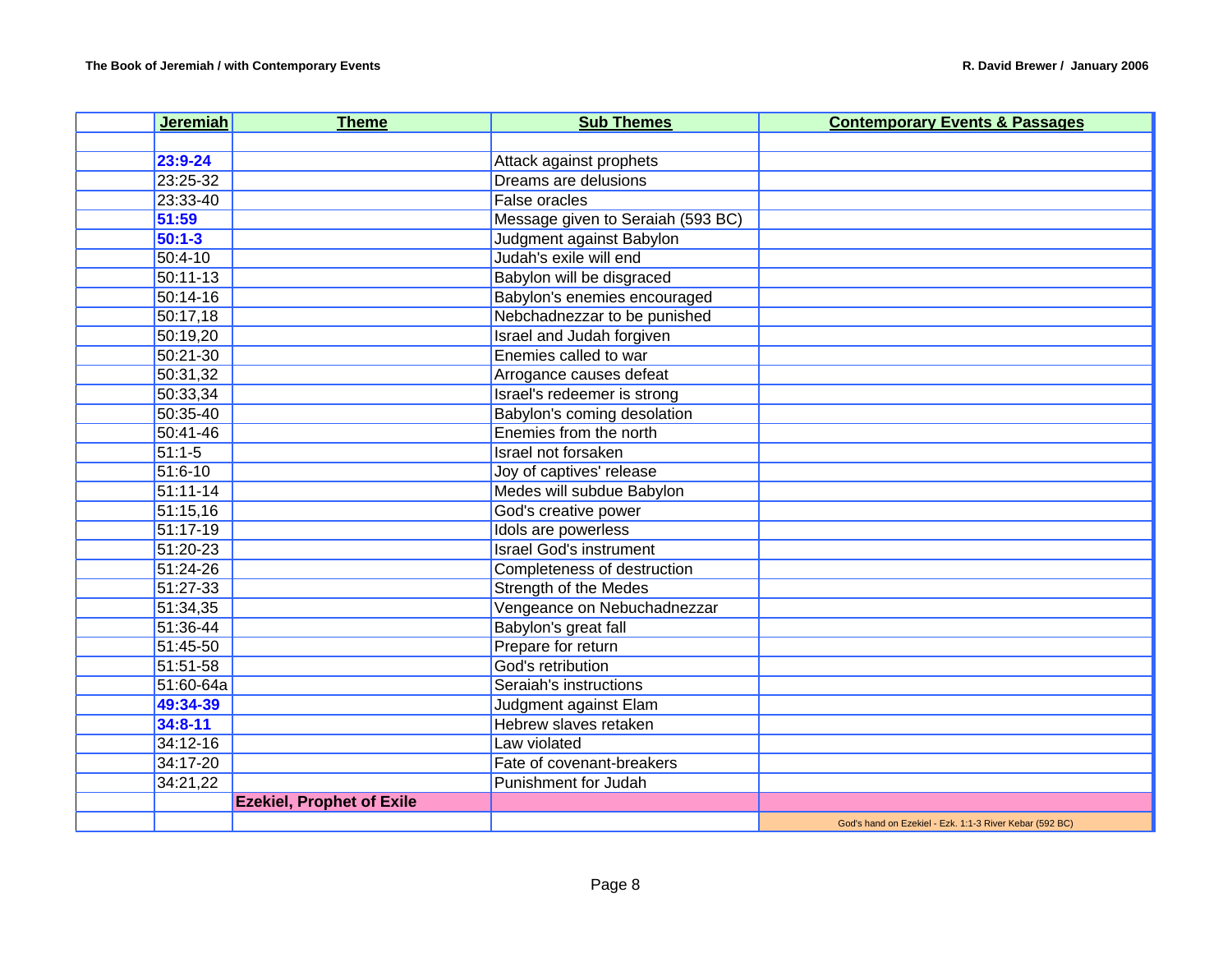| | Jeremiah | Theme | Sub Themes | Contemporary Events & Passages |
|---|---|---|---|---|
| | | | | |
| | **23:9-24** | | Attack against prophets | |
| | 23:25-32 | | Dreams are delusions | |
| | 23:33-40 | | False oracles | |
| | **51:59** | | Message given to Seraiah (593 BC) | |
| | **50:1-3** | | Judgment against Babylon | |
| | 50:4-10 | | Judah's exile will end | |
| | 50:11-13 | | Babylon will be disgraced | |
| | 50:14-16 | | Babylon's enemies encouraged | |
| | 50:17,18 | | Nebchadnezzar to be punished | |
| | 50:19,20 | | Israel and Judah forgiven | |
| | 50:21-30 | | Enemies called to war | |
| | 50:31,32 | | Arrogance causes defeat | |
| | 50:33,34 | | Israel's redeemer is strong | |
| | 50:35-40 | | Babylon's coming desolation | |
| | 50:41-46 | | Enemies from the north | |
| | 51:1-5 | | Israel not forsaken | |
| | 51:6-10 | | Joy of captives' release | |
| | 51:11-14 | | Medes will subdue Babylon | |
| | 51:15,16 | | God's creative power | |
| | 51:17-19 | | Idols are powerless | |
| | 51:20-23 | | Israel God's instrument | |
| | 51:24-26 | | Completeness of destruction | |
| | 51:27-33 | | Strength of the Medes | |
| | 51:34,35 | | Vengeance on Nebuchadnezzar | |
| | 51:36-44 | | Babylon's great fall | |
| | 51:45-50 | | Prepare for return | |
| | 51:51-58 | | God's retribution | |
| | 51:60-64a | | Seraiah's instructions | |
| | **49:34-39** | | Judgment against Elam | |
| | **34:8-11** | | Hebrew slaves retaken | |
| | 34:12-16 | | Law violated | |
| | 34:17-20 | | Fate of covenant-breakers | |
| | 34:21,22 | | Punishment for Judah | |
| | | **Ezekiel, Prophet of Exile** | | |
| | | | | God's hand on Ezekiel - Ezk. 1:1-3 River Kebar (592 BC) |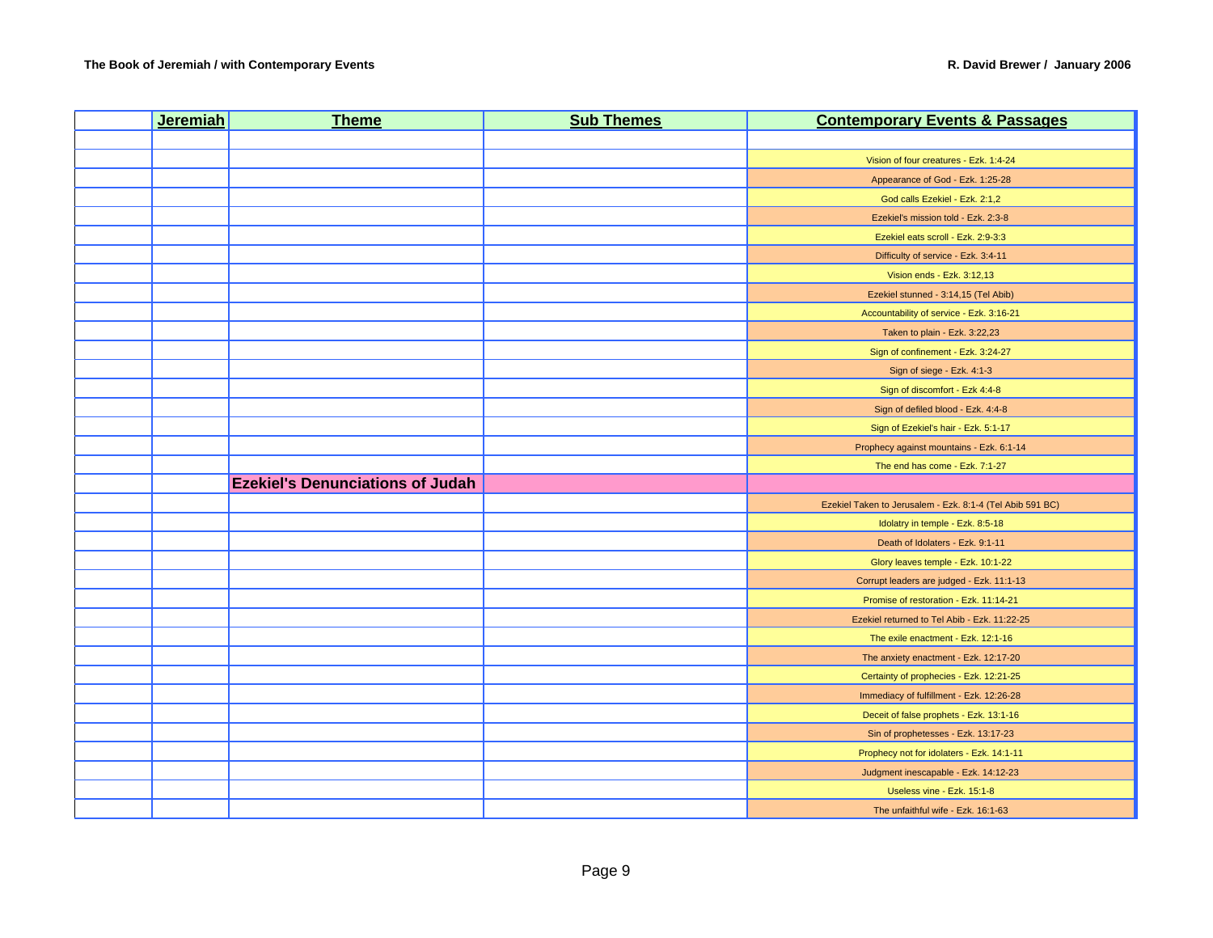| | Jeremiah | Theme | Sub Themes | Contemporary Events & Passages |
|---|---|---|---|---|
| | | | | |
| | | | | Vision of four creatures - Ezk. 1:4-24 |
| | | | | Appearance of God - Ezk. 1:25-28 |
| | | | | God calls Ezekiel - Ezk. 2:1,2 |
| | | | | Ezekiel's mission told - Ezk. 2:3-8 |
| | | | | Ezekiel eats scroll - Ezk. 2:9-3:3 |
| | | | | Difficulty of service - Ezk. 3:4-11 |
| | | | | Vision ends - Ezk. 3:12,13 |
| | | | | Ezekiel stunned - 3:14,15 (Tel Abib) |
| | | | | Accountability of service - Ezk. 3:16-21 |
| | | | | Taken to plain - Ezk. 3:22,23 |
| | | | | Sign of confinement - Ezk. 3:24-27 |
| | | | | Sign of siege - Ezk. 4:1-3 |
| | | | | Sign of discomfort - Ezk 4:4-8 |
| | | | | Sign of defiled blood - Ezk. 4:4-8 |
| | | | | Sign of Ezekiel's hair - Ezk. 5:1-17 |
| | | | | Prophecy against mountains - Ezk. 6:1-14 |
| | | | | The end has come - Ezk. 7:1-27 |
| | | **Ezekiel's Denunciations of Judah** | | |
| | | | | Ezekiel Taken to Jerusalem - Ezk. 8:1-4 (Tel Abib 591 BC) |
| | | | | Idolatry in temple - Ezk. 8:5-18 |
| | | | | Death of Idolaters - Ezk. 9:1-11 |
| | | | | Glory leaves temple - Ezk. 10:1-22 |
| | | | | Corrupt leaders are judged - Ezk. 11:1-13 |
| | | | | Promise of restoration - Ezk. 11:14-21 |
| | | | | Ezekiel returned to Tel Abib - Ezk. 11:22-25 |
| | | | | The exile enactment - Ezk. 12:1-16 |
| | | | | The anxiety enactment - Ezk. 12:17-20 |
| | | | | Certainty of prophecies - Ezk. 12:21-25 |
| | | | | Immediacy of fulfillment - Ezk. 12:26-28 |
| | | | | Deceit of false prophets - Ezk. 13:1-16 |
| | | | | Sin of prophetesses - Ezk. 13:17-23 |
| | | | | Prophecy not for idolaters - Ezk. 14:1-11 |
| | | | | Judgment inescapable - Ezk. 14:12-23 |
| | | | | Useless vine - Ezk. 15:1-8 |
| | | | | The unfaithful wife - Ezk. 16:1-63 |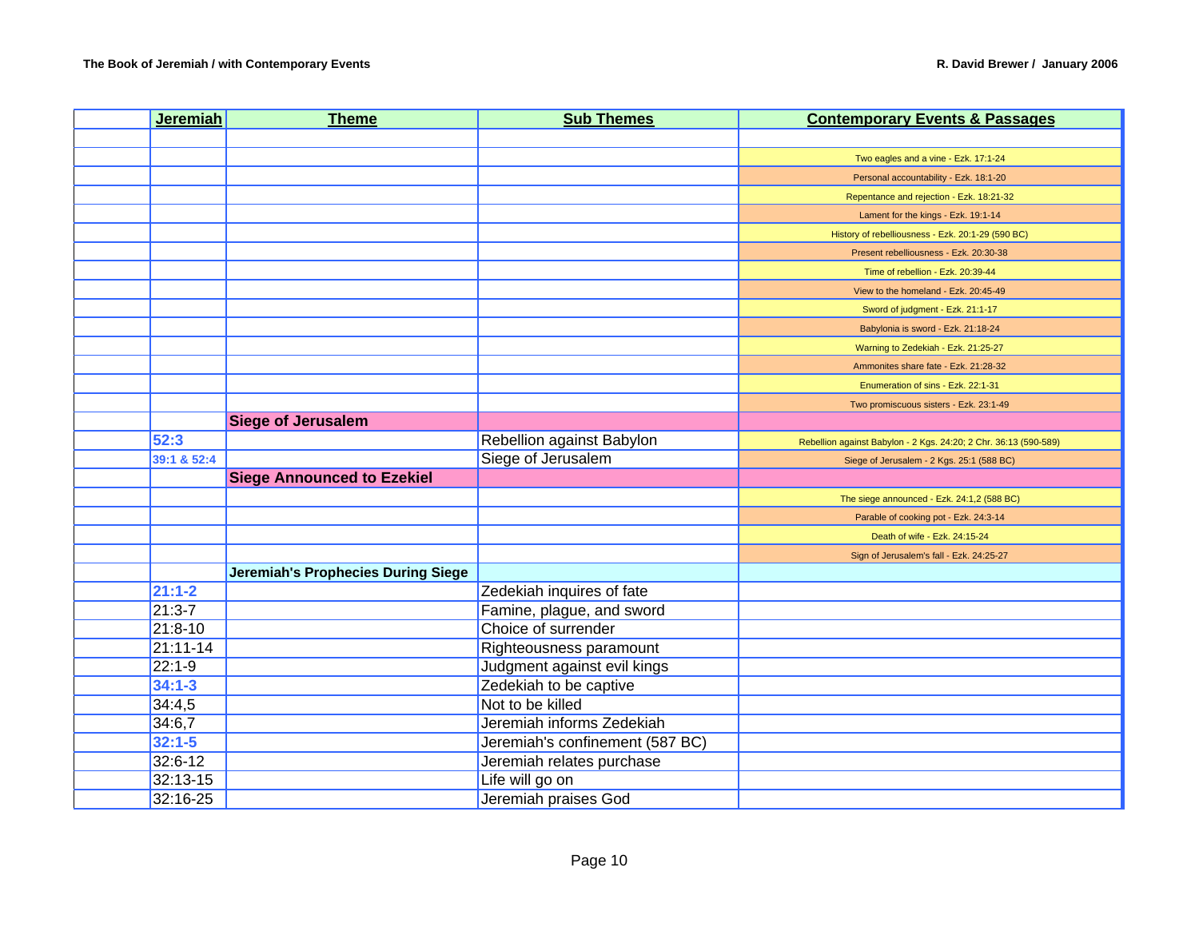| | Jeremiah | Theme | Sub Themes | Contemporary Events & Passages |
|---|---|---|---|---|
| | | | | |
| | | | | Two eagles and a vine - Ezk. 17:1-24 |
| | | | | Personal accountability - Ezk. 18:1-20 |
| | | | | Repentance and rejection - Ezk. 18:21-32 |
| | | | | Lament for the kings - Ezk. 19:1-14 |
| | | | | History of rebelliousness - Ezk. 20:1-29 (590 BC) |
| | | | | Present rebelliousness - Ezk. 20:30-38 |
| | | | | Time of rebellion - Ezk. 20:39-44 |
| | | | | View to the homeland - Ezk. 20:45-49 |
| | | | | Sword of judgment - Ezk. 21:1-17 |
| | | | | Babylonia is sword - Ezk. 21:18-24 |
| | | | | Warning to Zedekiah - Ezk. 21:25-27 |
| | | | | Ammonites share fate - Ezk. 21:28-32 |
| | | | | Enumeration of sins - Ezk. 22:1-31 |
| | | | | Two promiscuous sisters - Ezk. 23:1-49 |
| | | **Siege of Jerusalem** | | |
| | **52:3** | | Rebellion against Babylon | Rebellion against Babylon - 2 Kgs. 24:20; 2 Chr. 36:13 (590-589) |
| | **39:1 & 52:4** | | Siege of Jerusalem | Siege of Jerusalem - 2 Kgs. 25:1 (588 BC) |
| | | **Siege Announced to Ezekiel** | | |
| | | | | The siege announced - Ezk. 24:1,2 (588 BC) |
| | | | | Parable of cooking pot - Ezk. 24:3-14 |
| | | | | Death of wife - Ezk. 24:15-24 |
| | | | | Sign of Jerusalem's fall - Ezk. 24:25-27 |
| | | **Jeremiah's Prophecies During Siege** | | |
| | **21:1-2** | | Zedekiah inquires of fate | |
| | 21:3-7 | | Famine, plague, and sword | |
| | 21:8-10 | | Choice of surrender | |
| | 21:11-14 | | Righteousness paramount | |
| | 22:1-9 | | Judgment against evil kings | |
| | **34:1-3** | | Zedekiah to be captive | |
| | 34:4,5 | | Not to be killed | |
| | 34:6,7 | | Jeremiah informs Zedekiah | |
| | **32:1-5** | | Jeremiah's confinement (587 BC) | |
| | 32:6-12 | | Jeremiah relates purchase | |
| | 32:13-15 | | Life will go on | |
| | 32:16-25 | | Jeremiah praises God | |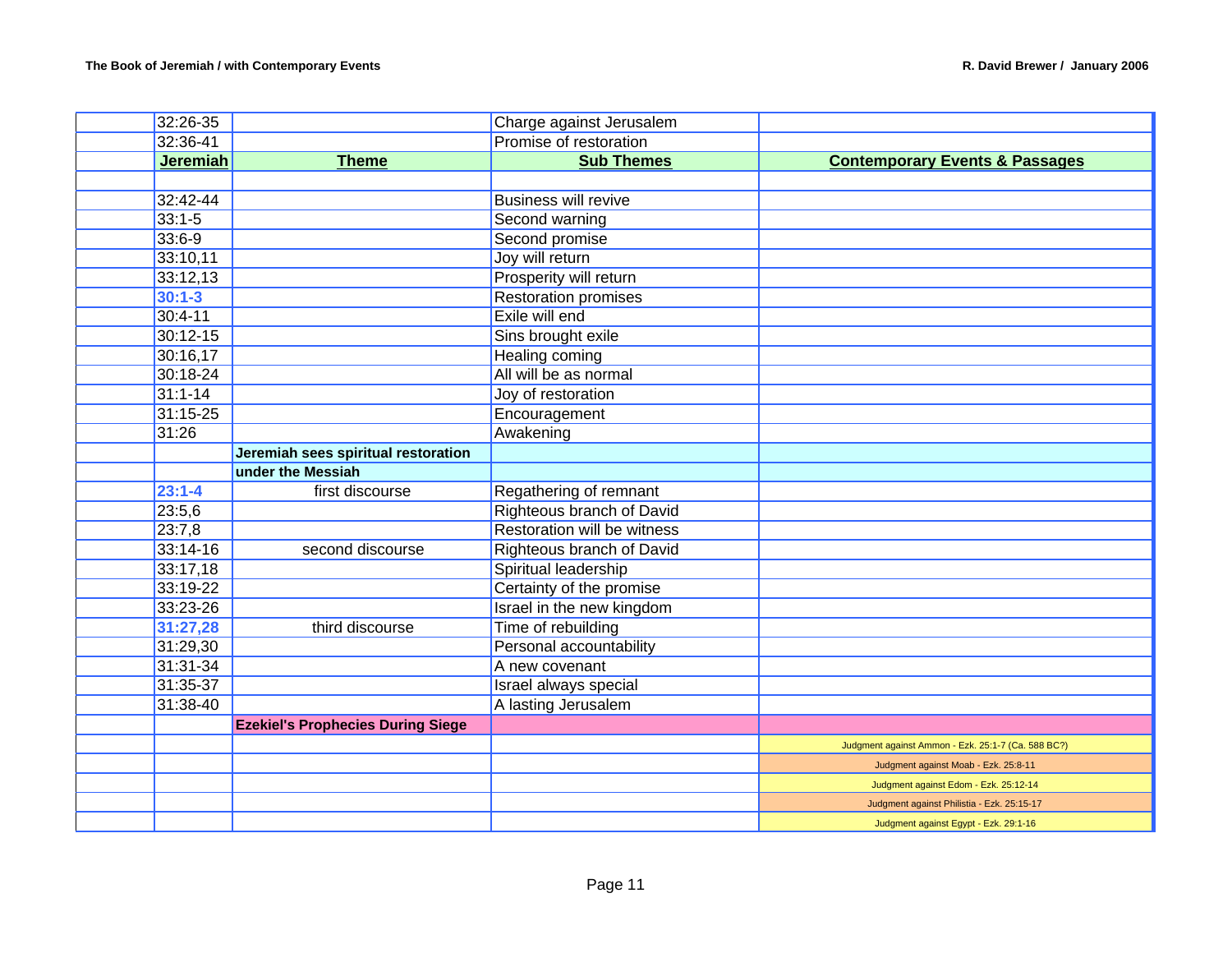| | Jeremiah | Theme | Sub Themes | Contemporary Events & Passages |
|---|---|---|---|---|
| | 32:26-35 | | Charge against Jerusalem | |
| | 32:36-41 | | Promise of restoration | |
| | **Jeremiah** | **Theme** | **Sub Themes** | **Contemporary Events & Passages** |
| | | | | |
| | 32:42-44 | | Business will revive | |
| | 33:1-5 | | Second warning | |
| | 33:6-9 | | Second promise | |
| | 33:10,11 | | Joy will return | |
| | 33:12,13 | | Prosperity will return | |
| | **30:1-3** | | Restoration promises | |
| | 30:4-11 | | Exile will end | |
| | 30:12-15 | | Sins brought exile | |
| | 30:16,17 | | Healing coming | |
| | 30:18-24 | | All will be as normal | |
| | 31:1-14 | | Joy of restoration | |
| | 31:15-25 | | Encouragement | |
| | 31:26 | | Awakening | |
| | | **Jeremiah sees spiritual restoration** | | |
| | | **under the Messiah** | | |
| | **23:1-4** | first discourse | Regathering of remnant | |
| | 23:5,6 | | Righteous branch of David | |
| | 23:7,8 | | Restoration will be witness | |
| | 33:14-16 | second discourse | Righteous branch of David | |
| | 33:17,18 | | Spiritual leadership | |
| | 33:19-22 | | Certainty of the promise | |
| | 33:23-26 | | Israel in the new kingdom | |
| | **31:27,28** | third discourse | Time of rebuilding | |
| | 31:29,30 | | Personal accountability | |
| | 31:31-34 | | A new covenant | |
| | 31:35-37 | | Israel always special | |
| | 31:38-40 | | A lasting Jerusalem | |
| | | **Ezekiel's Prophecies During Siege** | | |
| | | | | Judgment against Ammon - Ezk. 25:1-7 (Ca. 588 BC?) |
| | | | | Judgment against Moab - Ezk. 25:8-11 |
| | | | | Judgment against Edom - Ezk. 25:12-14 |
| | | | | Judgment against Philistia - Ezk. 25:15-17 |
| | | | | Judgment against Egypt - Ezk. 29:1-16 |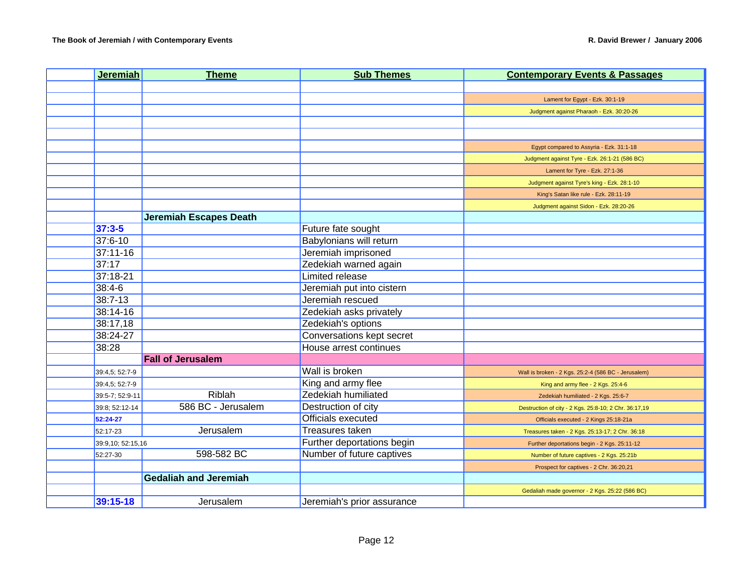| | Jeremiah | Theme | Sub Themes | Contemporary Events & Passages |
|---|---|---|---|---|
| | | | | |
| | | | | Lament for Egypt - Ezk. 30:1-19 |
| | | | | Judgment against Pharaoh - Ezk. 30:20-26 |
| | | | | |
| | | | | |
| | | | | Egypt compared to Assyria - Ezk. 31:1-18 |
| | | | | Judgment against Tyre - Ezk. 26:1-21 (586 BC) |
| | | | | Lament for Tyre - Ezk. 27:1-36 |
| | | | | Judgment against Tyre's king - Ezk. 28:1-10 |
| | | | | King's Satan like rule - Ezk. 28:11-19 |
| | | | | Judgment against Sidon - Ezk. 28:20-26 |
| | | **Jeremiah Escapes Death** | | |
| | **37:3-5** | | Future fate sought | |
| | 37:6-10 | | Babylonians will return | |
| | 37:11-16 | | Jeremiah imprisoned | |
| | 37:17 | | Zedekiah warned again | |
| | 37:18-21 | | Limited release | |
| | 38:4-6 | | Jeremiah put into cistern | |
| | 38:7-13 | | Jeremiah rescued | |
| | 38:14-16 | | Zedekiah asks privately | |
| | 38:17,18 | | Zedekiah's options | |
| | 38:24-27 | | Conversations kept secret | |
| | 38:28 | | House arrest continues | |
| | | **Fall of Jerusalem** | | |
| | 39:4,5; 52:7-9 | | Wall is broken | Wall is broken - 2 Kgs. 25:2-4 (586 BC - Jerusalem) |
| | 39:4,5; 52:7-9 | | King and army flee | King and army flee - 2 Kgs. 25:4-6 |
| | 39:5-7; 52:9-11 | Riblah | Zedekiah humiliated | Zedekiah humiliated - 2 Kgs. 25:6-7 |
| | 39:8; 52:12-14 | 586 BC - Jerusalem | Destruction of city | Destruction of city - 2 Kgs. 25:8-10; 2 Chr. 36:17,19 |
| | **52:24-27** | | Officials executed | Officials executed - 2 Kings 25:18-21a |
| | 52:17-23 | Jerusalem | Treasures taken | Treasures taken - 2 Kgs. 25:13-17; 2 Chr. 36:18 |
| | 39:9,10; 52:15,16 | | Further deportations begin | Further deportations begin - 2 Kgs. 25:11-12 |
| | 52:27-30 | 598-582 BC | Number of future captives | Number of future captives - 2 Kgs. 25:21b |
| | | | | Prospect for captives - 2 Chr. 36:20,21 |
| | | **Gedaliah and Jeremiah** | | |
| | | | | Gedaliah made governor - 2 Kgs. 25:22 (586 BC) |
| | **39:15-18** | Jerusalem | Jeremiah's prior assurance | |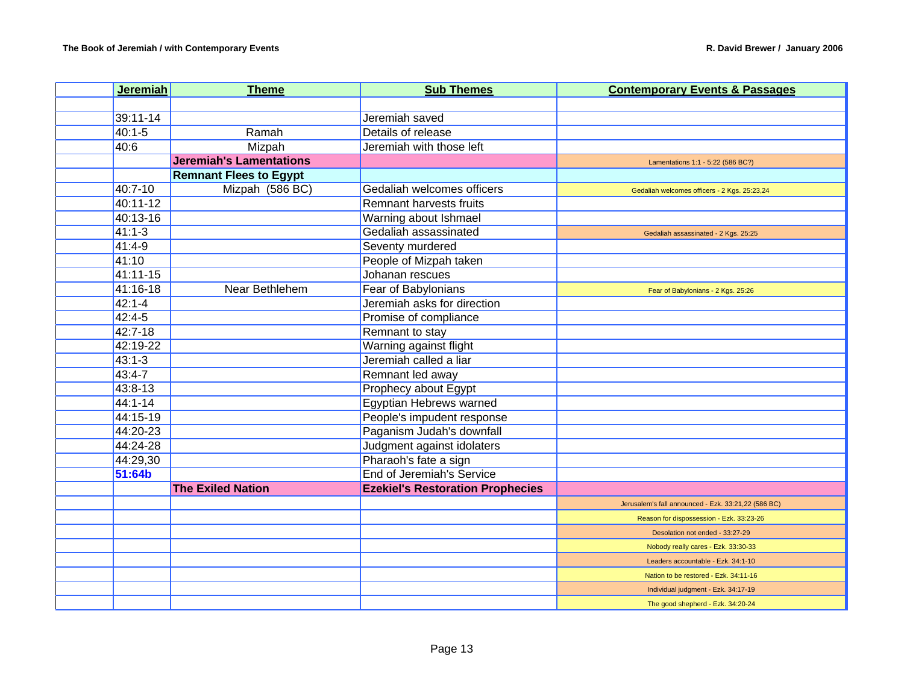| | Jeremiah | Theme | Sub Themes | Contemporary Events & Passages |
|---|---|---|---|---|
| | | | | |
| | 39:11-14 | | Jeremiah saved | |
| | 40:1-5 | Ramah | Details of release | |
| | 40:6 | Mizpah | Jeremiah with those left | |
| | | **Jeremiah's Lamentations** | | Lamentations 1:1 - 5:22 (586 BC?) |
| | | **Remnant Flees to Egypt** | | |
| | 40:7-10 | Mizpah (586 BC) | Gedaliah welcomes officers | Gedaliah welcomes officers - 2 Kgs. 25:23,24 |
| | 40:11-12 | | Remnant harvests fruits | |
| | 40:13-16 | | Warning about Ishmael | |
| | 41:1-3 | | Gedaliah assassinated | Gedaliah assassinated - 2 Kgs. 25:25 |
| | 41:4-9 | | Seventy murdered | |
| | 41:10 | | People of Mizpah taken | |
| | 41:11-15 | | Johanan rescues | |
| | 41:16-18 | Near Bethlehem | Fear of Babylonians | Fear of Babylonians - 2 Kgs. 25:26 |
| | 42:1-4 | | Jeremiah asks for direction | |
| | 42:4-5 | | Promise of compliance | |
| | 42:7-18 | | Remnant to stay | |
| | 42:19-22 | | Warning against flight | |
| | 43:1-3 | | Jeremiah called a liar | |
| | 43:4-7 | | Remnant led away | |
| | 43:8-13 | | Prophecy about Egypt | |
| | 44:1-14 | | Egyptian Hebrews warned | |
| | 44:15-19 | | People's impudent response | |
| | 44:20-23 | | Paganism Judah's downfall | |
| | 44:24-28 | | Judgment against idolaters | |
| | 44:29,30 | | Pharaoh's fate a sign | |
| | **51:64b** | | End of Jeremiah's Service | |
| | | **The Exiled Nation** | **Ezekiel's Restoration Prophecies** | |
| | | | | Jerusalem's fall announced - Ezk. 33:21,22 (586 BC) |
| | | | | Reason for dispossession - Ezk. 33:23-26 |
| | | | | Desolation not ended - 33:27-29 |
| | | | | Nobody really cares - Ezk. 33:30-33 |
| | | | | Leaders accountable - Ezk. 34:1-10 |
| | | | | Nation to be restored - Ezk. 34:11-16 |
| | | | | Individual judgment - Ezk. 34:17-19 |
| | | | | The good shepherd - Ezk. 34:20-24 |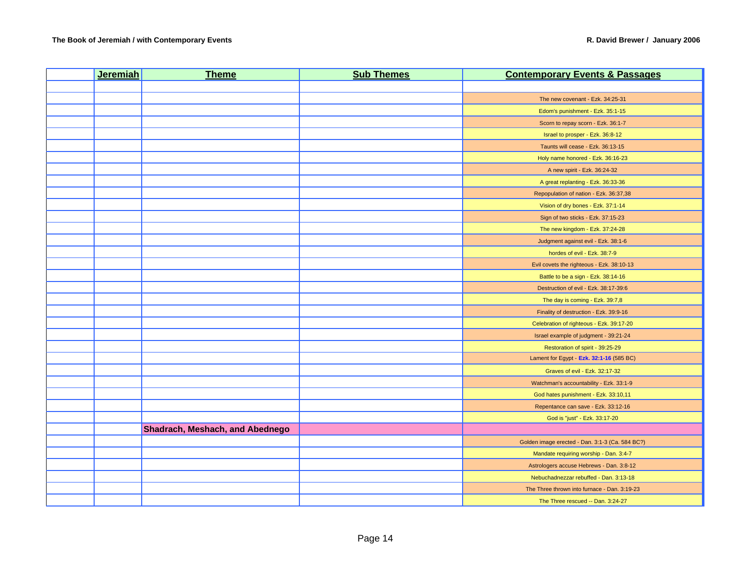| | Jeremiah | Theme | Sub Themes | Contemporary Events & Passages |
|---|---|---|---|---|
| | | | | |
| | | | | The new covenant - Ezk. 34:25-31 |
| | | | | Edom's punishment - Ezk. 35:1-15 |
| | | | | Scorn to repay scorn - Ezk. 36:1-7 |
| | | | | Israel to prosper - Ezk. 36:8-12 |
| | | | | Taunts will cease - Ezk. 36:13-15 |
| | | | | Holy name honored - Ezk. 36:16-23 |
| | | | | A new spirit - Ezk. 36:24-32 |
| | | | | A great replanting - Ezk. 36:33-36 |
| | | | | Repopulation of nation - Ezk. 36:37,38 |
| | | | | Vision of dry bones - Ezk. 37:1-14 |
| | | | | Sign of two sticks - Ezk. 37:15-23 |
| | | | | The new kingdom - Ezk. 37:24-28 |
| | | | | Judgment against evil - Ezk. 38:1-6 |
| | | | | hordes of evil - Ezk. 38:7-9 |
| | | | | Evil covets the righteous - Ezk. 38:10-13 |
| | | | | Battle to be a sign - Ezk. 38:14-16 |
| | | | | Destruction of evil - Ezk. 38:17-39:6 |
| | | | | The day is coming - Ezk. 39:7,8 |
| | | | | Finality of destruction - Ezk. 39:9-16 |
| | | | | Celebration of righteous - Ezk. 39:17-20 |
| | | | | Israel example of judgment - 39:21-24 |
| | | | | Restoration of spirit - 39:25-29 |
| | | | | Lament for Egypt - **Ezk. 32:1-16** (585 BC) |
| | | | | Graves of evil - Ezk. 32:17-32 |
| | | | | Watchman's accountability - Ezk. 33:1-9 |
| | | | | God hates punishment - Ezk. 33:10,11 |
| | | | | Repentance can save - Ezk. 33:12-16 |
| | | | | God is "just" - Ezk. 33:17-20 |
| | | **Shadrach, Meshach, and Abednego** | | |
| | | | | Golden image erected - Dan. 3:1-3 (Ca. 584 BC?) |
| | | | | Mandate requiring worship - Dan. 3:4-7 |
| | | | | Astrologers accuse Hebrews - Dan. 3:8-12 |
| | | | | Nebuchadnezzar rebuffed - Dan. 3:13-18 |
| | | | | The Three thrown into furnace - Dan. 3:19-23 |
| | | | | The Three rescued -- Dan. 3:24-27 |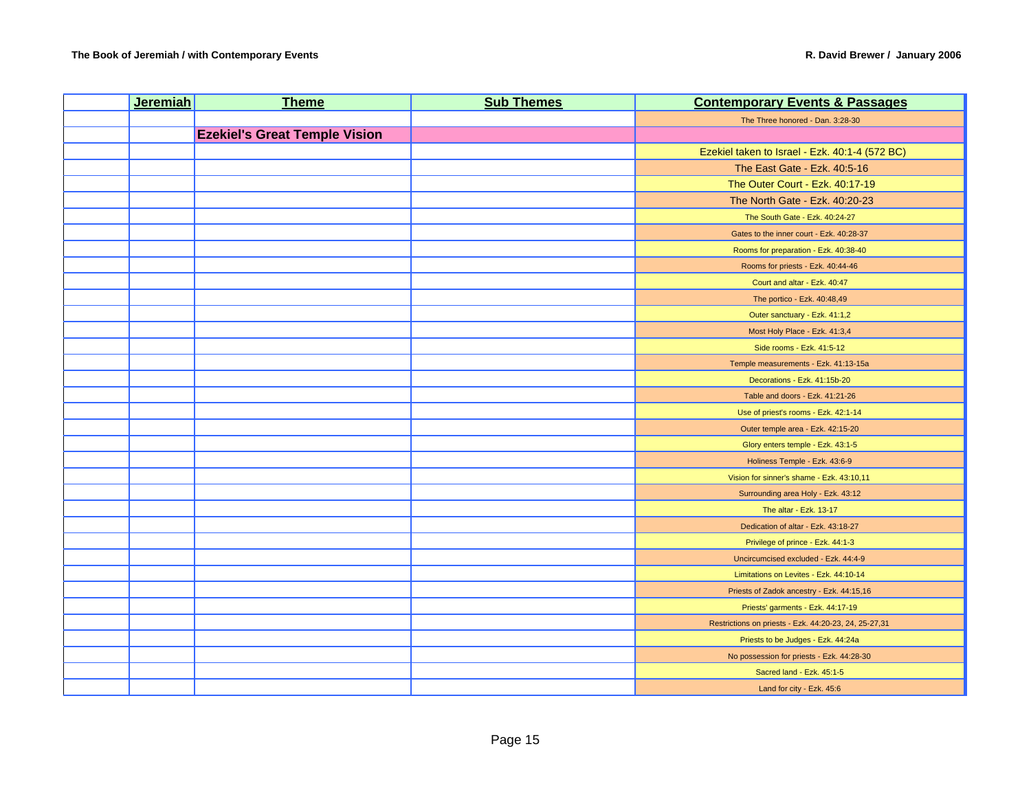| | Jeremiah | Theme | Sub Themes | Contemporary Events & Passages |
|---|---|---|---|---|
| | | | | The Three honored - Dan. 3:28-30 |
| | | **Ezekiel's Great Temple Vision** | | |
| | | | | Ezekiel taken to Israel - Ezk. 40:1-4 (572 BC) |
| | | | | The East Gate - Ezk. 40:5-16 |
| | | | | The Outer Court - Ezk. 40:17-19 |
| | | | | The North Gate - Ezk. 40:20-23 |
| | | | | The South Gate - Ezk. 40:24-27 |
| | | | | Gates to the inner court - Ezk. 40:28-37 |
| | | | | Rooms for preparation - Ezk. 40:38-40 |
| | | | | Rooms for priests - Ezk. 40:44-46 |
| | | | | Court and altar - Ezk. 40:47 |
| | | | | The portico - Ezk. 40:48,49 |
| | | | | Outer sanctuary - Ezk. 41:1,2 |
| | | | | Most Holy Place - Ezk. 41:3,4 |
| | | | | Side rooms - Ezk. 41:5-12 |
| | | | | Temple measurements - Ezk. 41:13-15a |
| | | | | Decorations - Ezk. 41:15b-20 |
| | | | | Table and doors - Ezk. 41:21-26 |
| | | | | Use of priest's rooms - Ezk. 42:1-14 |
| | | | | Outer temple area - Ezk. 42:15-20 |
| | | | | Glory enters temple - Ezk. 43:1-5 |
| | | | | Holiness Temple - Ezk. 43:6-9 |
| | | | | Vision for sinner's shame - Ezk. 43:10,11 |
| | | | | Surrounding area Holy - Ezk. 43:12 |
| | | | | The altar - Ezk. 13-17 |
| | | | | Dedication of altar - Ezk. 43:18-27 |
| | | | | Privilege of prince - Ezk. 44:1-3 |
| | | | | Uncircumcised excluded - Ezk. 44:4-9 |
| | | | | Limitations on Levites - Ezk. 44:10-14 |
| | | | | Priests of Zadok ancestry - Ezk. 44:15,16 |
| | | | | Priests' garments - Ezk. 44:17-19 |
| | | | | Restrictions on priests - Ezk. 44:20-23, 24, 25-27,31 |
| | | | | Priests to be Judges - Ezk. 44:24a |
| | | | | No possession for priests - Ezk. 44:28-30 |
| | | | | Sacred land - Ezk. 45:1-5 |
| | | | | Land for city - Ezk. 45:6 |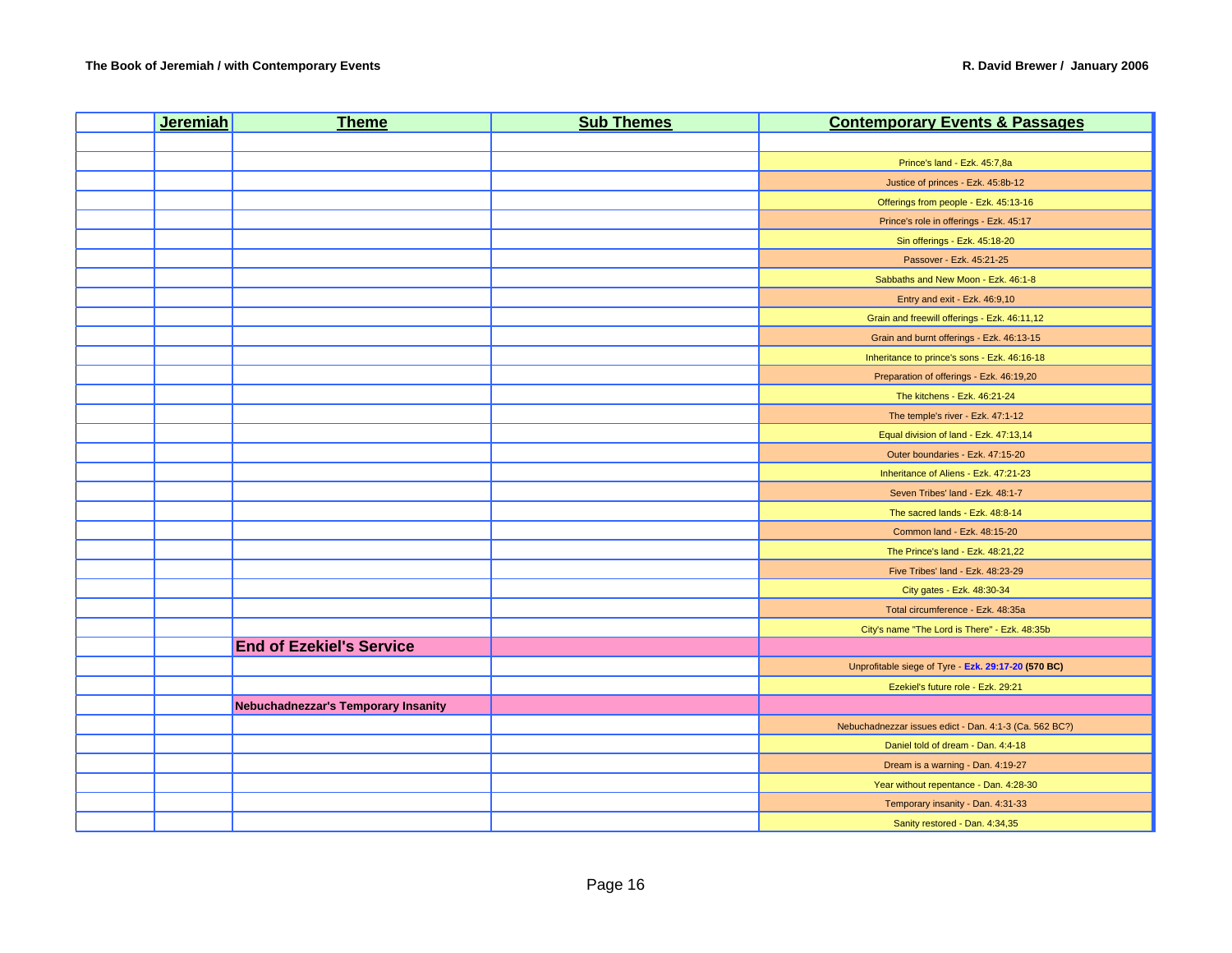| | Jeremiah | Theme | Sub Themes | Contemporary Events & Passages |
|---|---|---|---|---|
| | | | | |
| | | | | Prince's land - Ezk. 45:7,8a |
| | | | | Justice of princes - Ezk. 45:8b-12 |
| | | | | Offerings from people - Ezk. 45:13-16 |
| | | | | Prince's role in offerings - Ezk. 45:17 |
| | | | | Sin offerings - Ezk. 45:18-20 |
| | | | | Passover - Ezk. 45:21-25 |
| | | | | Sabbaths and New Moon - Ezk. 46:1-8 |
| | | | | Entry and exit - Ezk. 46:9,10 |
| | | | | Grain and freewill offerings - Ezk. 46:11,12 |
| | | | | Grain and burnt offerings - Ezk. 46:13-15 |
| | | | | Inheritance to prince's sons - Ezk. 46:16-18 |
| | | | | Preparation of offerings - Ezk. 46:19,20 |
| | | | | The kitchens - Ezk. 46:21-24 |
| | | | | The temple's river - Ezk. 47:1-12 |
| | | | | Equal division of land - Ezk. 47:13,14 |
| | | | | Outer boundaries - Ezk. 47:15-20 |
| | | | | Inheritance of Aliens - Ezk. 47:21-23 |
| | | | | Seven Tribes' land - Ezk. 48:1-7 |
| | | | | The sacred lands - Ezk. 48:8-14 |
| | | | | Common land - Ezk. 48:15-20 |
| | | | | The Prince's land - Ezk. 48:21,22 |
| | | | | Five Tribes' land - Ezk. 48:23-29 |
| | | | | City gates - Ezk. 48:30-34 |
| | | | | Total circumference - Ezk. 48:35a |
| | | | | City's name "The Lord is There" - Ezk. 48:35b |
| | | **End of Ezekiel's Service** | | |
| | | | | Unprofitable siege of Tyre - **Ezk. 29:17-20** **(570 BC)** |
| | | | | Ezekiel's future role - Ezk. 29:21 |
| | | **Nebuchadnezzar's Temporary Insanity** | | |
| | | | | Nebuchadnezzar issues edict - Dan. 4:1-3 (Ca. 562 BC?) |
| | | | | Daniel told of dream - Dan. 4:4-18 |
| | | | | Dream is a warning - Dan. 4:19-27 |
| | | | | Year without repentance - Dan. 4:28-30 |
| | | | | Temporary insanity - Dan. 4:31-33 |
| | | | | Sanity restored - Dan. 4:34,35 |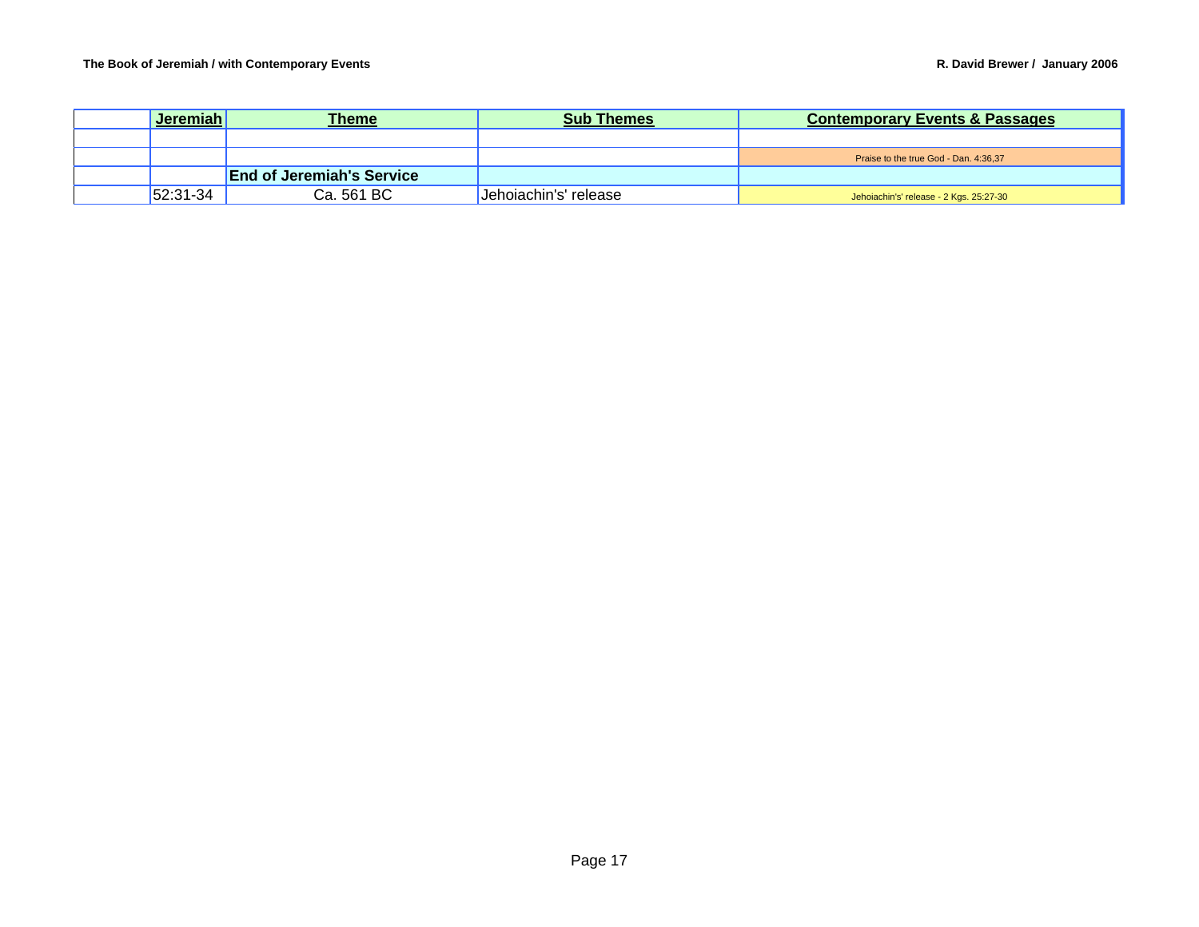| | Jeremiah | Theme | Sub Themes | Contemporary Events & Passages |
|---|---|---|---|---|
| | | | | |
| | | | | Praise to the true God - Dan. 4:36,37 |
| | | **End of Jeremiah's Service** | | |
| | 52:31-34 | Ca. 561 BC | Jehoiachin's' release | Jehoiachin's' release - 2 Kgs. 25:27-30 |